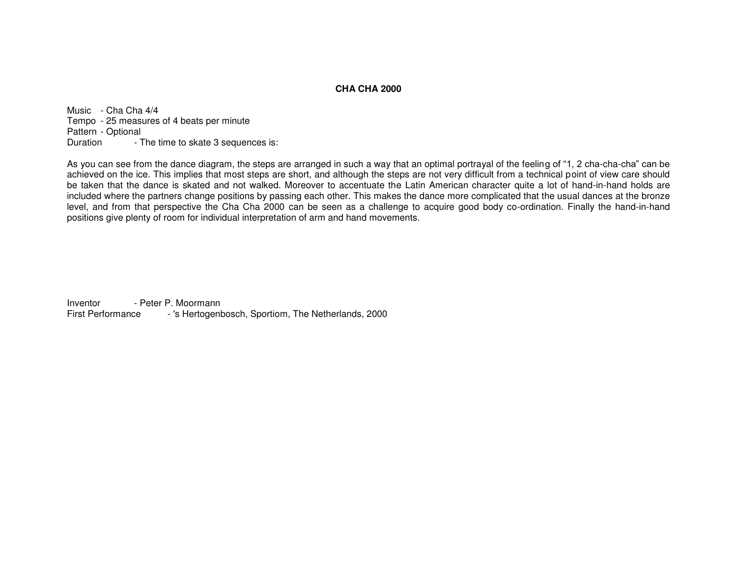# CHA CHA 2000

Music - Cha Cha 4/4
Tempo - 25 measures of 4 beats per minute
Pattern - Optional
Duration - The time to skate 3 sequences is:

As you can see from the dance diagram, the steps are arranged in such a way that an optimal portrayal of the feeling of “1, 2 cha-cha-cha” can be achieved on the ice. This implies that most steps are short, and although the steps are not very difficult from a technical point of view care should be taken that the dance is skated and not walked. Moreover to accentuate the Latin American character quite a lot of hand-in-hand holds are included where the partners change positions by passing each other. This makes the dance more complicated that the usual dances at the bronze level, and from that perspective the Cha Cha 2000 can be seen as a challenge to acquire good body co-ordination. Finally the hand-in-hand positions give plenty of room for individual interpretation of arm and hand movements.

Inventor - Peter P. Moormann
First Performance - 's Hertogenbosch, Sportiom, The Netherlands, 2000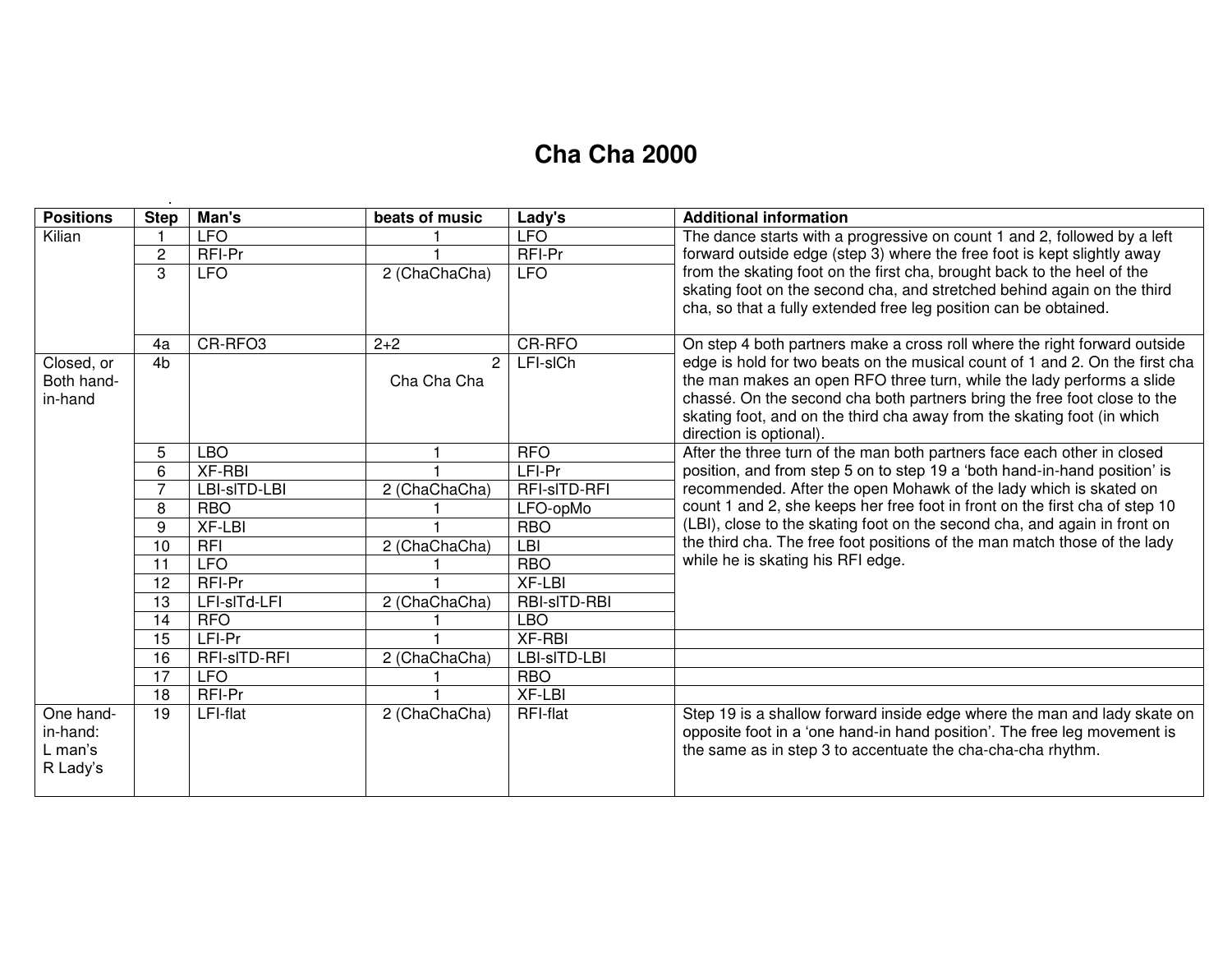# Cha Cha 2000

| Positions | Step | Man's | beats of music | Lady's | Additional information |
|---|---|---|---|---|---|
| Kilian | 1 | LFO | 1 | LFO | The dance starts with a progressive on count 1 and 2, followed by a left forward outside edge (step 3) where the free foot is kept slightly away from the skating foot on the first cha, brought back to the heel of the skating foot on the second cha, and stretched behind again on the third cha, so that a fully extended free leg position can be obtained. |
| | 2 | RFI-Pr | 1 | RFI-Pr | |
| | 3 | LFO | 2 (ChaChaCha) | LFO | |
| | 4a | CR-RFO3 | 2+2 | CR-RFO | On step 4 both partners make a cross roll where the right forward outside edge is hold for two beats on the musical count of 1 and 2. On the first cha the man makes an open RFO three turn, while the lady performs a slide chassé. On the second cha both partners bring the free foot close to the skating foot, and on the third cha away from the skating foot (in which direction is optional). |
| Closed, or Both hand-in-hand | 4b | | 2 Cha Cha Cha | LFI-slCh | |
| | 5 | LBO | 1 | RFO | After the three turn of the man both partners face each other in closed position, and from step 5 on to step 19 a 'both hand-in-hand position' is recommended. After the open Mohawk of the lady which is skated on count 1 and 2, she keeps her free foot in front on the first cha of step 10 (LBI), close to the skating foot on the second cha, and again in front on the third cha. The free foot positions of the man match those of the lady while he is skating his RFI edge. |
| | 6 | XF-RBI | 1 | LFI-Pr | |
| | 7 | LBI-slTD-LBI | 2 (ChaChaCha) | RFI-slTD-RFI | |
| | 8 | RBO | 1 | LFO-opMo | |
| | 9 | XF-LBI | 1 | RBO | |
| | 10 | RFI | 2 (ChaChaCha) | LBI | |
| | 11 | LFO | 1 | RBO | |
| | 12 | RFI-Pr | 1 | XF-LBI | |
| | 13 | LFI-slTd-LFI | 2 (ChaChaCha) | RBI-slTD-RBI | |
| | 14 | RFO | 1 | LBO | |
| | 15 | LFI-Pr | 1 | XF-RBI | |
| | 16 | RFI-slTD-RFI | 2 (ChaChaCha) | LBI-slTD-LBI | |
| | 17 | LFO | 1 | RBO | |
| | 18 | RFI-Pr | 1 | XF-LBI | |
| One hand-in-hand: L man's R Lady's | 19 | LFI-flat | 2 (ChaChaCha) | RFI-flat | Step 19 is a shallow forward inside edge where the man and lady skate on opposite foot in a 'one hand-in hand position'. The free leg movement is the same as in step 3 to accentuate the cha-cha-cha rhythm. |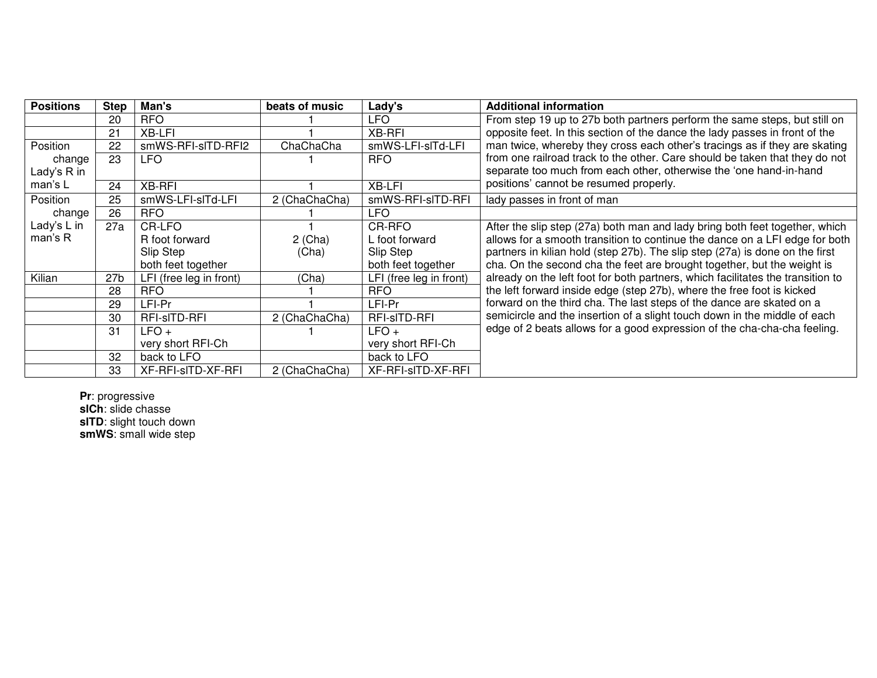| Positions | Step | Man's | beats of music | Lady's | Additional information |
|---|---|---|---|---|---|
| | 20 | RFO | 1 | LFO | From step 19 up to 27b both partners perform the same steps, but still on opposite feet. In this section of the dance the lady passes in front of the man twice, whereby they cross each other's tracings as if they are skating from one railroad track to the other. Care should be taken that they do not separate too much from each other, otherwise the 'one hand-in-hand positions' cannot be resumed properly. |
| | 21 | XB-LFI | 1 | XB-RFI | |
| Position change Lady's R in man's L | 22 | smWS-RFI-slTD-RFI2 | ChaChaCha | smWS-LFI-slTd-LFI | |
| | 23 | LFO | 1 | RFO | |
| | 24 | XB-RFI | 1 | XB-LFI | |
| Position change Lady's L in man's R | 25 | smWS-LFI-slTd-LFI | 2 (ChaChaCha) | smWS-RFI-slTD-RFI | lady passes in front of man |
| | 26 | RFO | 1 | LFO | |
| | 27a | CR-LFO<br>R foot forward<br>Slip Step<br>both feet together | 1<br>2 (Cha)<br>(Cha) | CR-RFO<br>L foot forward<br>Slip Step<br>both feet together | After the slip step (27a) both man and lady bring both feet together, which allows for a smooth transition to continue the dance on a LFI edge for both partners in kilian hold (step 27b). The slip step (27a) is done on the first cha. On the second cha the feet are brought together, but the weight is already on the left foot for both partners, which facilitates the transition to the left forward inside edge (step 27b), where the free foot is kicked forward on the third cha. The last steps of the dance are skated on a semicircle and the insertion of a slight touch down in the middle of each edge of 2 beats allows for a good expression of the cha-cha-cha feeling. |
| Kilian | 27b | LFI (free leg in front) | (Cha) | LFI (free leg in front) | |
| | 28 | RFO | 1 | RFO | |
| | 29 | LFI-Pr | 1 | LFI-Pr | |
| | 30 | RFI-slTD-RFI | 2 (ChaChaCha) | RFI-slTD-RFI | |
| | 31 | LFO +<br>very short RFI-Ch | 1 | LFO +<br>very short RFI-Ch | |
| | 32 | back to LFO | | back to LFO | |
| | 33 | XF-RFI-slTD-XF-RFI | 2 (ChaChaCha) | XF-RFI-slTD-XF-RFI | |

**Pr**: progressive
**slCh**: slide chasse
**slTD**: slight touch down
**smWS**: small wide step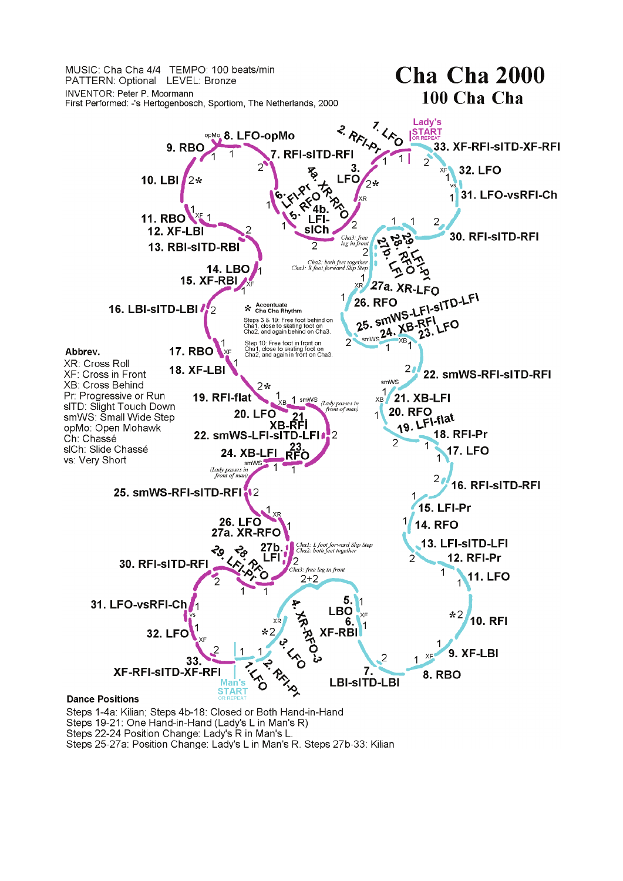MUSIC: Cha Cha 4/4 TEMPO: 100 beats/min
PATTERN: Optional LEVEL: Bronze
INVENTOR: Peter P. Moormann
First Performed: -'s Hertogenbosch, Sportiom, The Netherlands, 2000

# Cha Cha 2000

## 100 Cha Cha

Lady's START OR REPEAT

1. LFO
2. RFI-Pr
3. LFO
4a. XR-RFO
4b. LFI-slCh
5. RFO
6. LFI-Pr
7. RFI-slTD-RFI
8. LFO-opMo
9. RBO
10. LBI
11. RBO
12. XF-LBI
13. RBI-slTD-RBI
14. LBO
15. XF-RBI
16. LBI-slTD-LBI
17. RBO
18. XF-LBI
19. RFI-flat
20. LFO
21. XB-RFI
22. smWS-LFI-slTD-LFI
23. RFO
24. XB-LFI
25. smWS-RFI-slTD-RFI
26. LFO
27a. XR-RFO
27b. LFI
28. RFO
29. LFI-Pr
30. RFI-slTD-RFI
31. LFO-vsRFI-Ch
32. LFO
33. XF-RFI-slTD-XF-RFI

Man's START OR REPEAT

1. LFO
2. RFI-Pr
3. LFO
4. XR-RFO-3
5. LBO
6. XF-RBI
7. LBI-slTD-LBI
8. RBO
9. XF-LBI
10. RFI
11. LFO
12. RFI-Pr
13. LFI-slTD-LFI
14. RFO
15. LFI-Pr
16. RFI-slTD-RFI
17. LFO
18. RFI-Pr
19. LFI-flat
20. RFO
21. XB-LFI
22. smWS-RFI-slTD-RFI
23. LFO
24. XB-RFI
25. smWS-LFI-slTD-LFI
26. RFO
27a. XR-LFO
27b. LFI
28. RFO
29. LFI-Pr
30. RFI-slTD-RFI
31. LFO-vsRFI-Ch
32. LFO
33. XF-RFI-slTD-XF-RFI

Cha3: free leg in front
Cha2: both feet together
Cha1: R foot forward Slip Step

Cha1: L foot forward Slip Step
Cha2: both feet together
Cha3: free leg in front

(Lady passes in front of man)

\* Accentuate Cha Cha Rhythm

Steps 3 & 19: Free foot behind on Cha1, close to skating foot on Cha2, and again behind on Cha3.

Step 10: Free foot in front on Cha1, close to skating foot on Cha2, and again in front on Cha3.

**Abbrev.**

- XR: Cross Roll
- XF: Cross in Front
- XB: Cross Behind
- Pr: Progressive or Run
- slTD: Slight Touch Down
- smWS: Small Wide Step
- opMo: Open Mohawk
- Ch: Chassé
- slCh: Slide Chassé
- vs: Very Short

**Dance Positions**

Steps 1-4a: Kilian; Steps 4b-18: Closed or Both Hand-in-Hand
Steps 19-21: One Hand-in-Hand (Lady's L in Man's R)
Steps 22-24 Position Change: Lady's R in Man's L.
Steps 25-27a: Position Change: Lady's L in Man's R. Steps 27b-33: Kilian